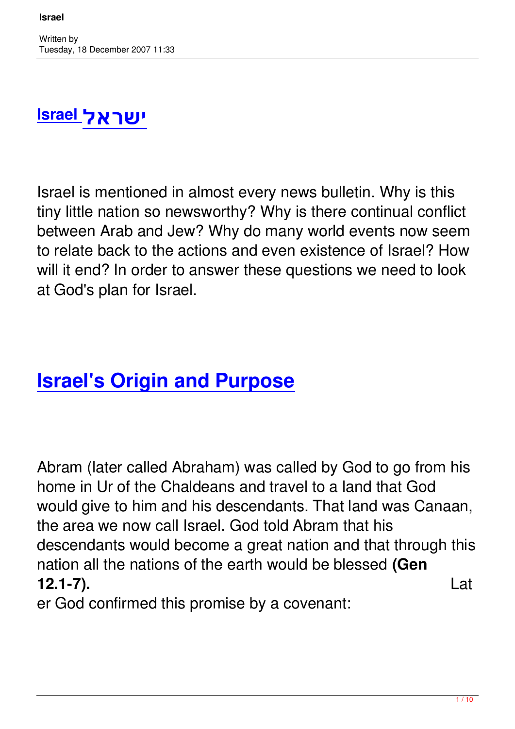# Israel ישראל

Israel is mentioned in almost every news bulletin. Why is this tiny little nation so newsworthy? Why is there continual conflict between Arab and Jew? Why do many world events now seem to relate back to the actions and even existence of Israel? How will it end? In order to answer these questions we need to look at God's plan for Israel.

## Israel's Origin and Purpose

Abram (later called Abraham) was called by God to go from his home in Ur of the Chaldeans and travel to a land that God would give to him and his descendants. That land was Canaan, the area we now call Israel. God told Abram that his descendants would become a great nation and that through this nation all the nations of the earth would be blessed **(Gen 12.1-7).** Later God confirmed this promise by a covenant: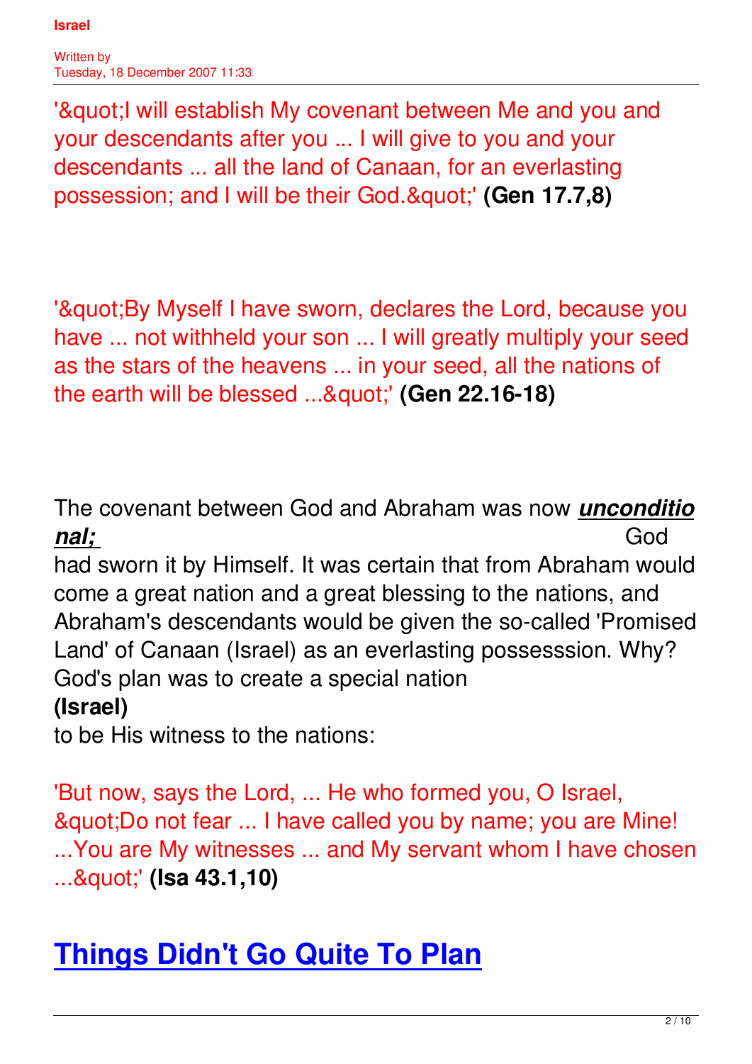'&quot;I will establish My covenant between Me and you and your descendants after you ... I will give to you and your descendants ... all the land of Canaan, for an everlasting possession; and I will be their God.&quot;' **(Gen 17.7,8)**

'&quot;By Myself I have sworn, declares the Lord, because you have ... not withheld your son ... I will greatly multiply your seed as the stars of the heavens ... in your seed, all the nations of the earth will be blessed ...&quot;' **(Gen 22.16-18)**

The covenant between God and Abraham was now ***unconditional;*** God had sworn it by Himself. It was certain that from Abraham would come a great nation and a great blessing to the nations, and Abraham's descendants would be given the so-called 'Promised Land' of Canaan (Israel) as an everlasting possesssion. Why? God's plan was to create a special nation **(Israel)** to be His witness to the nations:

'But now, says the Lord, ... He who formed you, O Israel, &quot;Do not fear ... I have called you by name; you are Mine! ...You are My witnesses ... and My servant whom I have chosen ...&quot;' **(Isa 43.1,10)**

## Things Didn't Go Quite To Plan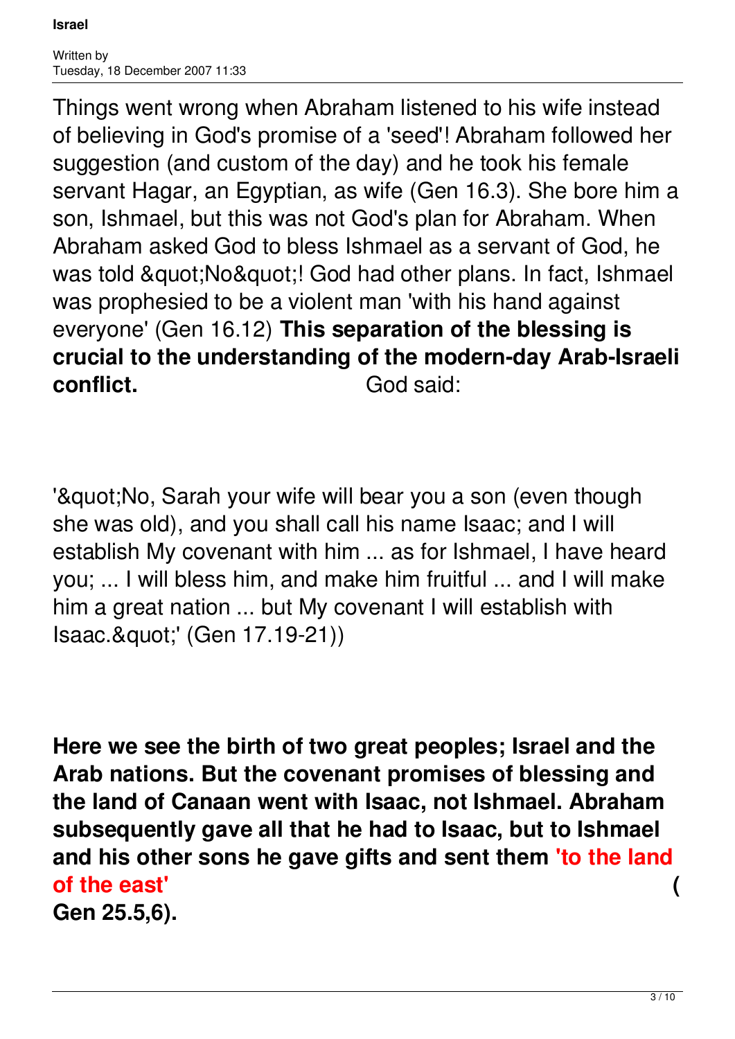Things went wrong when Abraham listened to his wife instead of believing in God's promise of a 'seed'! Abraham followed her suggestion (and custom of the day) and he took his female servant Hagar, an Egyptian, as wife (Gen 16.3). She bore him a son, Ishmael, but this was not God's plan for Abraham. When Abraham asked God to bless Ishmael as a servant of God, he was told &quot;No&quot;! God had other plans. In fact, Ishmael was prophesied to be a violent man 'with his hand against everyone' (Gen 16.12) **This separation of the blessing is crucial to the understanding of the modern-day Arab-Israeli conflict.** God said:

'&quot;No, Sarah your wife will bear you a son (even though she was old), and you shall call his name Isaac; and I will establish My covenant with him ... as for Ishmael, I have heard you; ... I will bless him, and make him fruitful ... and I will make him a great nation ... but My covenant I will establish with Isaac.&quot;' (Gen 17.19-21))

**Here we see the birth of two great peoples; Israel and the Arab nations. But the covenant promises of blessing and the land of Canaan went with Isaac, not Ishmael. Abraham subsequently gave all that he had to Isaac, but to Ishmael and his other sons he gave gifts and sent them 'to the land of the east' (Gen 25.5,6).**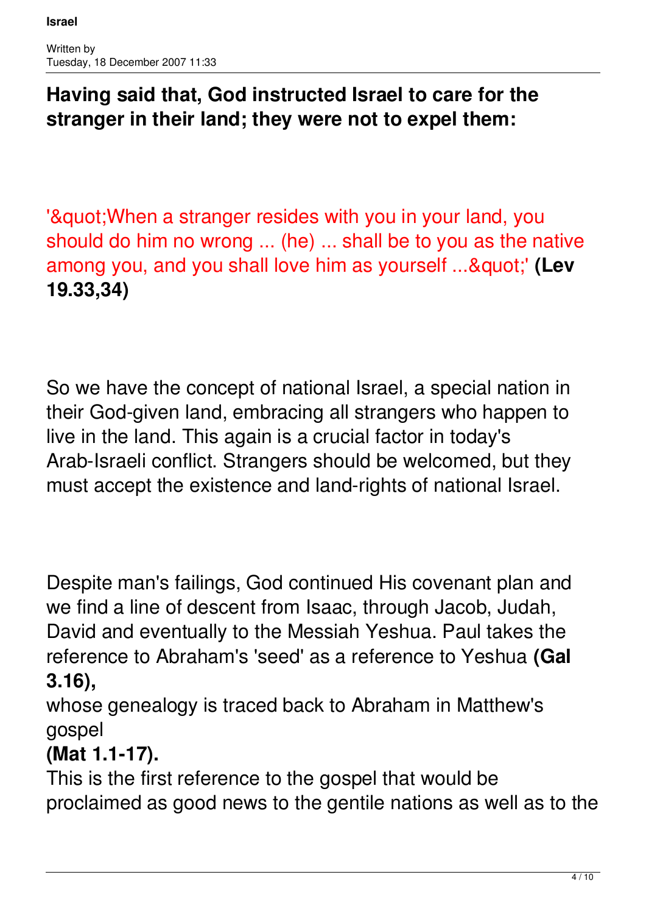**Having said that, God instructed Israel to care for the stranger in their land; they were not to expel them:**

'&quot;When a stranger resides with you in your land, you should do him no wrong ... (he) ... shall be to you as the native among you, and you shall love him as yourself ...&quot;' **(Lev 19.33,34)**

So we have the concept of national Israel, a special nation in their God-given land, embracing all strangers who happen to live in the land. This again is a crucial factor in today's Arab-Israeli conflict. Strangers should be welcomed, but they must accept the existence and land-rights of national Israel.

Despite man's failings, God continued His covenant plan and we find a line of descent from Isaac, through Jacob, Judah, David and eventually to the Messiah Yeshua. Paul takes the reference to Abraham's 'seed' as a reference to Yeshua **(Gal 3.16),** whose genealogy is traced back to Abraham in Matthew's gospel **(Mat 1.1-17).** This is the first reference to the gospel that would be proclaimed as good news to the gentile nations as well as to the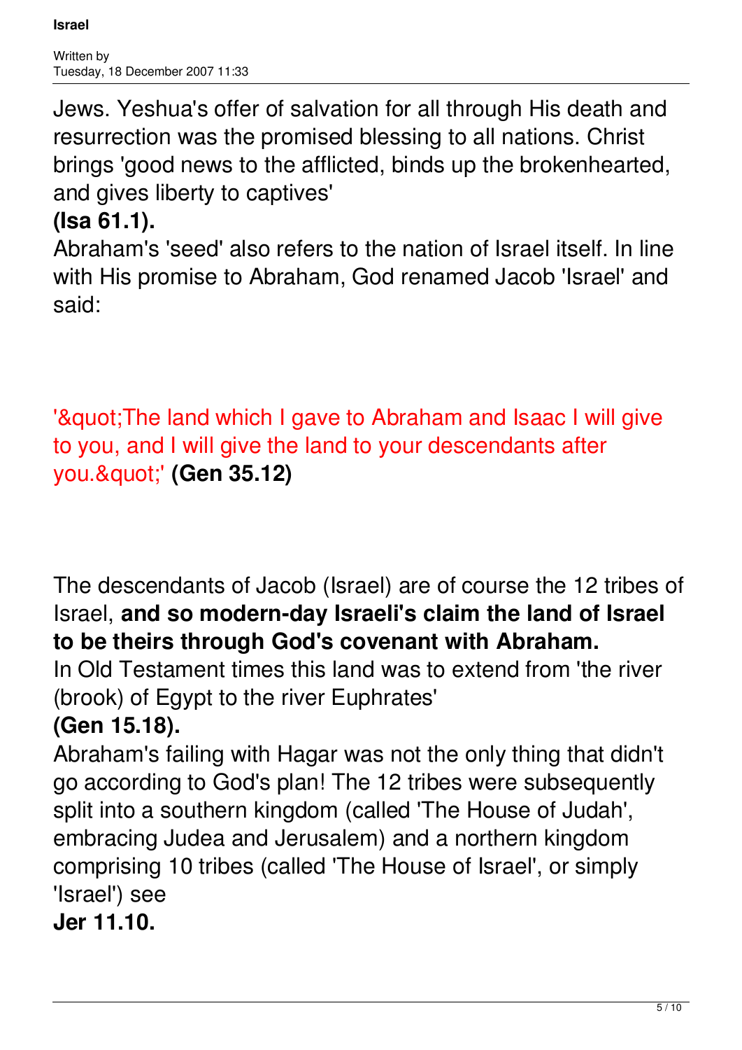Jews. Yeshua's offer of salvation for all through His death and resurrection was the promised blessing to all nations. Christ brings 'good news to the afflicted, binds up the brokenhearted, and gives liberty to captives' **(Isa 61.1).**

Abraham's 'seed' also refers to the nation of Israel itself. In line with His promise to Abraham, God renamed Jacob 'Israel' and said:

'&quot;The land which I gave to Abraham and Isaac I will give to you, and I will give the land to your descendants after you.&quot;' **(Gen 35.12)**

The descendants of Jacob (Israel) are of course the 12 tribes of Israel, **and so modern-day Israeli's claim the land of Israel to be theirs through God's covenant with Abraham.**

In Old Testament times this land was to extend from 'the river (brook) of Egypt to the river Euphrates' **(Gen 15.18).**

Abraham's failing with Hagar was not the only thing that didn't go according to God's plan! The 12 tribes were subsequently split into a southern kingdom (called 'The House of Judah', embracing Judea and Jerusalem) and a northern kingdom comprising 10 tribes (called 'The House of Israel', or simply 'Israel') see **Jer 11.10.**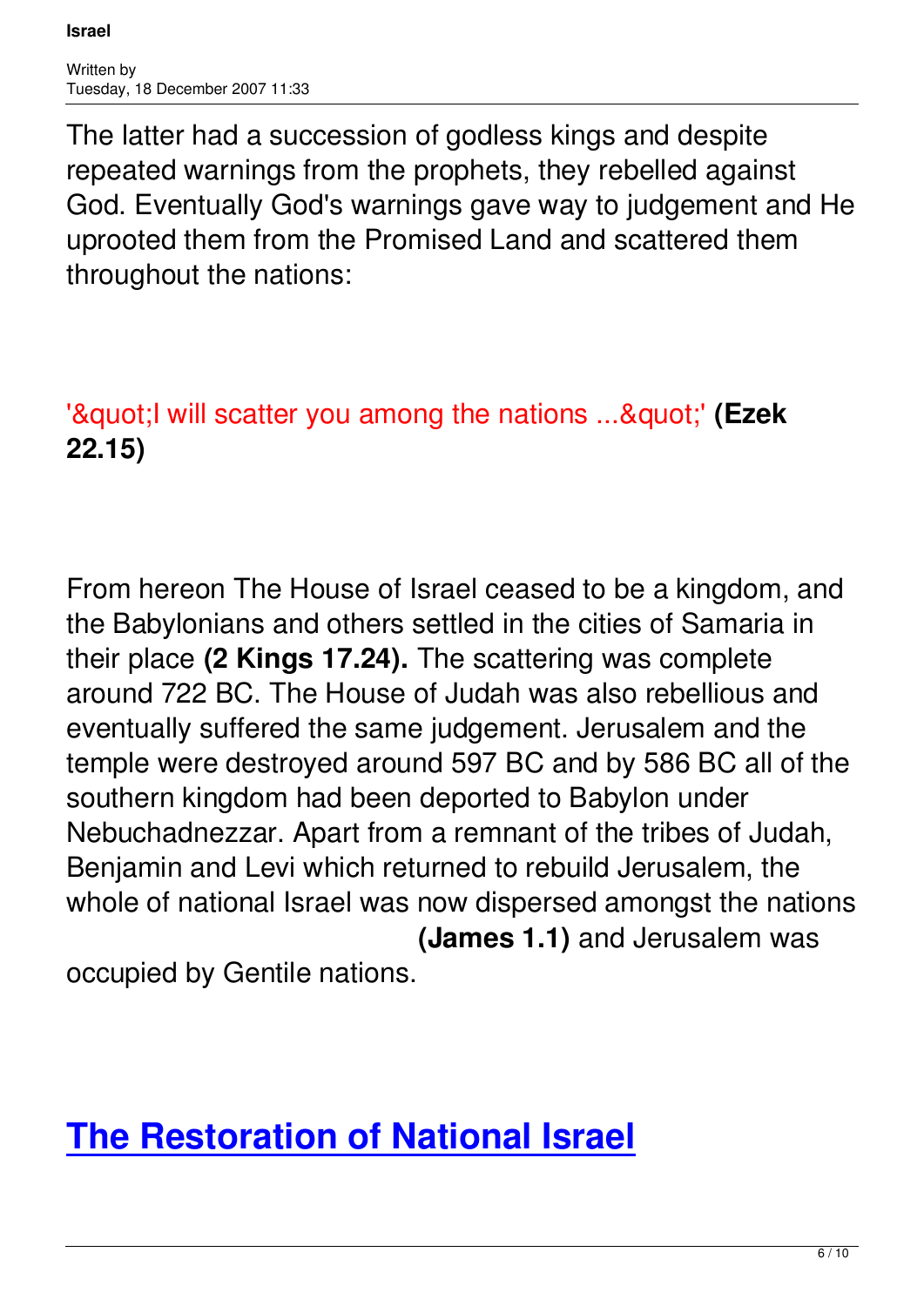The latter had a succession of godless kings and despite repeated warnings from the prophets, they rebelled against God. Eventually God's warnings gave way to judgement and He uprooted them from the Promised Land and scattered them throughout the nations:

'&quot;I will scatter you among the nations ...&quot;' **(Ezek 22.15)**

From hereon The House of Israel ceased to be a kingdom, and the Babylonians and others settled in the cities of Samaria in their place **(2 Kings 17.24).** The scattering was complete around 722 BC. The House of Judah was also rebellious and eventually suffered the same judgement. Jerusalem and the temple were destroyed around 597 BC and by 586 BC all of the southern kingdom had been deported to Babylon under Nebuchadnezzar. Apart from a remnant of the tribes of Judah, Benjamin and Levi which returned to rebuild Jerusalem, the whole of national Israel was now dispersed amongst the nations **(James 1.1)** and Jerusalem was occupied by Gentile nations.

## The Restoration of National Israel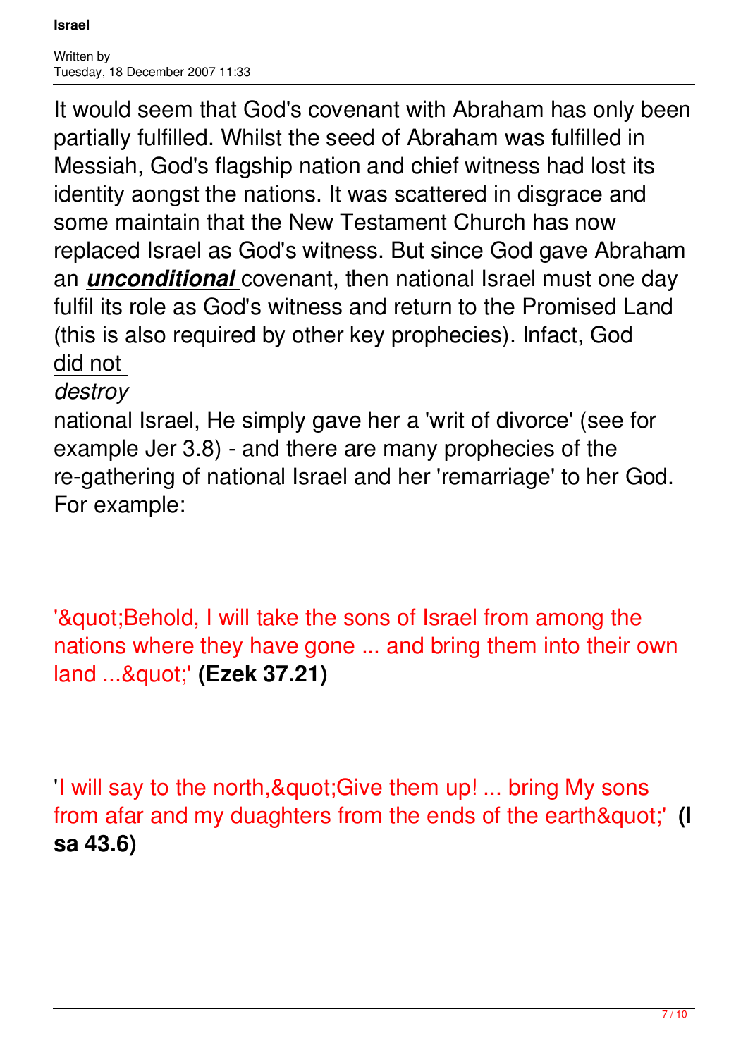It would seem that God's covenant with Abraham has only been partially fulfilled. Whilst the seed of Abraham was fulfilled in Messiah, God's flagship nation and chief witness had lost its identity aongst the nations. It was scattered in disgrace and some maintain that the New Testament Church has now replaced Israel as God's witness. But since God gave Abraham an ***unconditional*** covenant, then national Israel must one day fulfil its role as God's witness and return to the Promised Land (this is also required by other key prophecies). Infact, God did not *destroy* national Israel, He simply gave her a 'writ of divorce' (see for example Jer 3.8) - and there are many prophecies of the re-gathering of national Israel and her 'remarriage' to her God. For example:

'&quot;Behold, I will take the sons of Israel from among the nations where they have gone ... and bring them into their own land ...&quot;' **(Ezek 37.21)**

'I will say to the north,&quot;Give them up! ... bring My sons from afar and my duaghters from the ends of the earth&quot;' **(Isa 43.6)**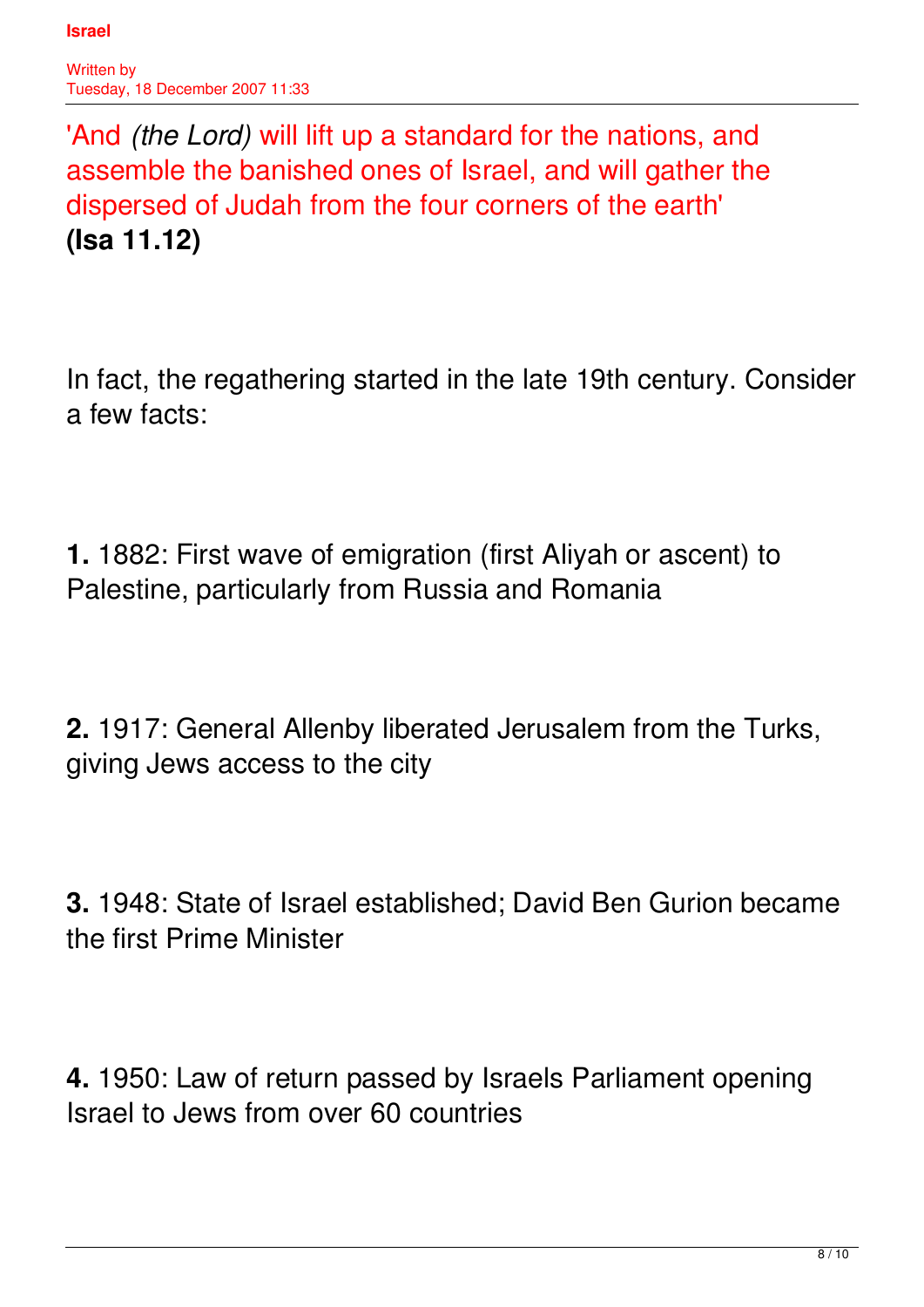'And *(the Lord)* will lift up a standard for the nations, and assemble the banished ones of Israel, and will gather the dispersed of Judah from the four corners of the earth'
**(Isa 11.12)**

In fact, the regathering started in the late 19th century. Consider a few facts:

**1.** 1882: First wave of emigration (first Aliyah or ascent) to Palestine, particularly from Russia and Romania

**2.** 1917: General Allenby liberated Jerusalem from the Turks, giving Jews access to the city

**3.** 1948: State of Israel established; David Ben Gurion became the first Prime Minister

**4.** 1950: Law of return passed by Israels Parliament opening Israel to Jews from over 60 countries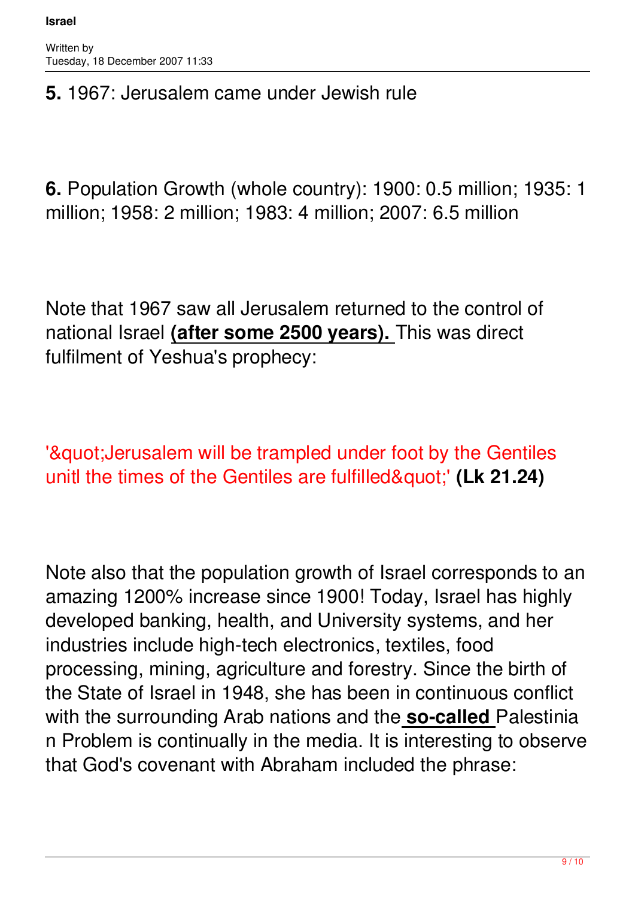**5.** 1967: Jerusalem came under Jewish rule

**6.** Population Growth (whole country): 1900: 0.5 million; 1935: 1 million; 1958: 2 million; 1983: 4 million; 2007: 6.5 million

Note that 1967 saw all Jerusalem returned to the control of national Israel **(after some 2500 years).** This was direct fulfilment of Yeshua's prophecy:

'&quot;Jerusalem will be trampled under foot by the Gentiles unitl the times of the Gentiles are fulfilled&quot;' **(Lk 21.24)**

Note also that the population growth of Israel corresponds to an amazing 1200% increase since 1900! Today, Israel has highly developed banking, health, and University systems, and her industries include high-tech electronics, textiles, food processing, mining, agriculture and forestry. Since the birth of the State of Israel in 1948, she has been in continuous conflict with the surrounding Arab nations and the **so-called** Palestinian Problem is continually in the media. It is interesting to observe that God's covenant with Abraham included the phrase: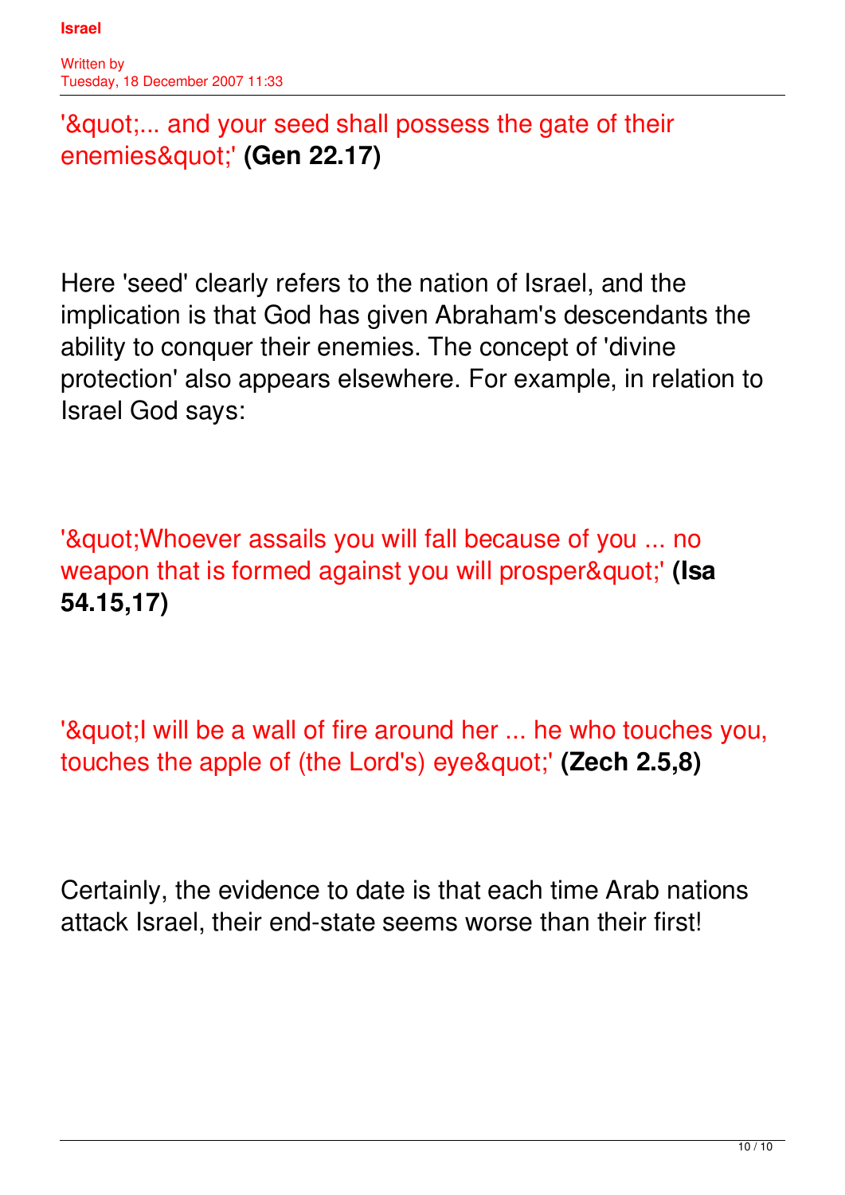'&quot;... and your seed shall possess the gate of their enemies&quot;' **(Gen 22.17)**

Here 'seed' clearly refers to the nation of Israel, and the implication is that God has given Abraham's descendants the ability to conquer their enemies. The concept of 'divine protection' also appears elsewhere. For example, in relation to Israel God says:

'&quot;Whoever assails you will fall because of you ... no weapon that is formed against you will prosper&quot;' **(Isa 54.15,17)**

'&quot;I will be a wall of fire around her ... he who touches you, touches the apple of (the Lord's) eye&quot;' **(Zech 2.5,8)**

Certainly, the evidence to date is that each time Arab nations attack Israel, their end-state seems worse than their first!